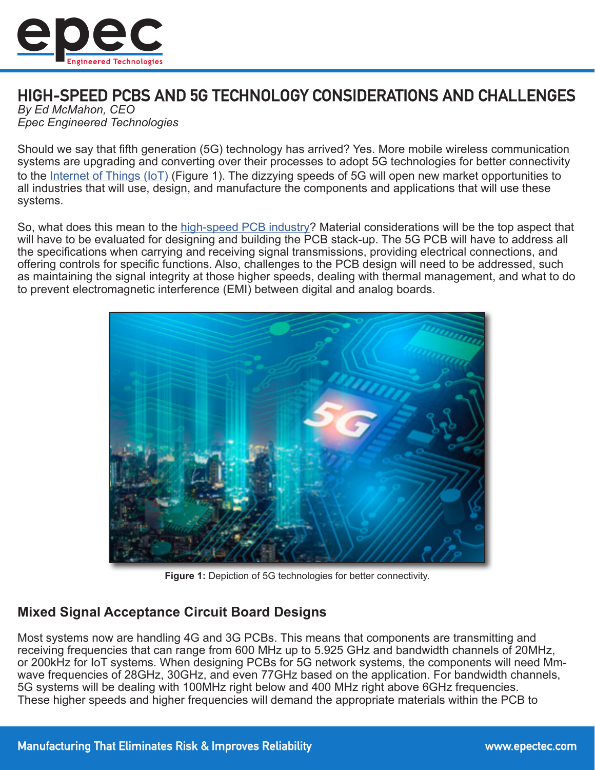# HIGH-SPEED PCBS AND 5G TECHNOLOGY CONSIDERATIONS AND CHALLENGES

*By Ed McMahon, CEO*
*Epec Engineered Technologies*

Should we say that fifth generation (5G) technology has arrived? Yes. More mobile wireless communication systems are upgrading and converting over their processes to adopt 5G technologies for better connectivity to the Internet of Things (IoT) (Figure 1). The dizzying speeds of 5G will open new market opportunities to all industries that will use, design, and manufacture the components and applications that will use these systems.

So, what does this mean to the high-speed PCB industry? Material considerations will be the top aspect that will have to be evaluated for designing and building the PCB stack-up. The 5G PCB will have to address all the specifications when carrying and receiving signal transmissions, providing electrical connections, and offering controls for specific functions. Also, challenges to the PCB design will need to be addressed, such as maintaining the signal integrity at those higher speeds, dealing with thermal management, and what to do to prevent electromagnetic interference (EMI) between digital and analog boards.

**Figure 1:** Depiction of 5G technologies for better connectivity.

## Mixed Signal Acceptance Circuit Board Designs

Most systems now are handling 4G and 3G PCBs. This means that components are transmitting and receiving frequencies that can range from 600 MHz up to 5.925 GHz and bandwidth channels of 20MHz, or 200kHz for IoT systems. When designing PCBs for 5G network systems, the components will need Mm-wave frequencies of 28GHz, 30GHz, and even 77GHz based on the application. For bandwidth channels, 5G systems will be dealing with 100MHz right below and 400 MHz right above 6GHz frequencies. These higher speeds and higher frequencies will demand the appropriate materials within the PCB to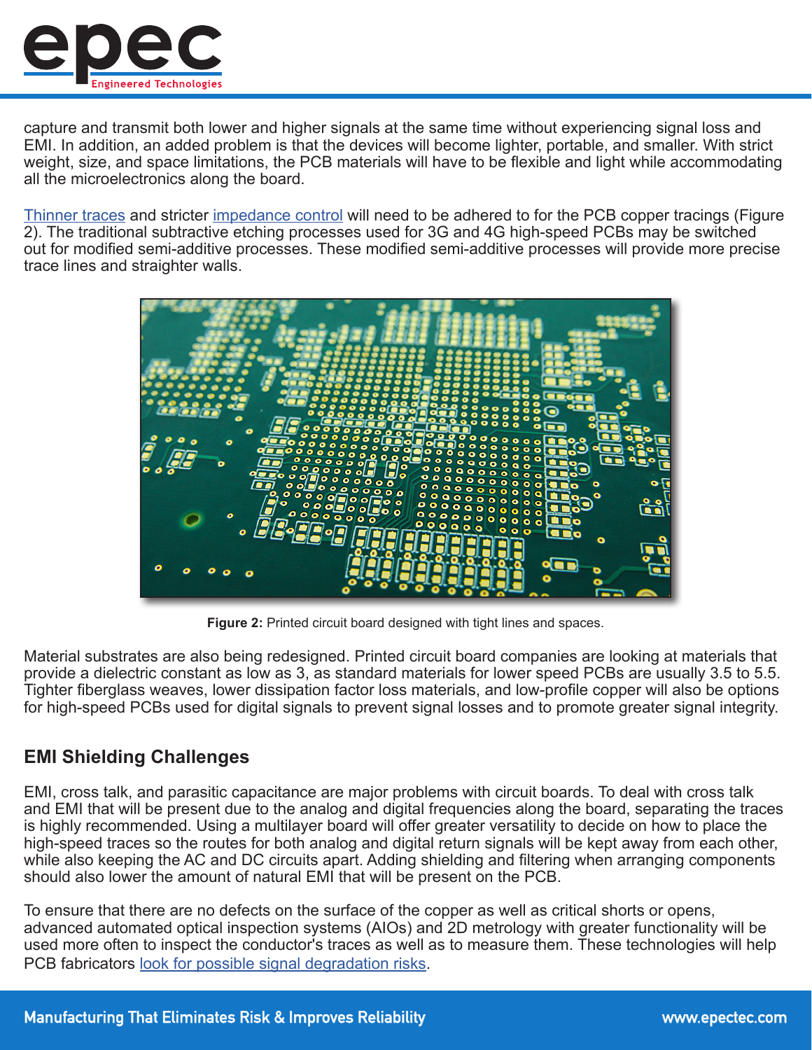capture and transmit both lower and higher signals at the same time without experiencing signal loss and EMI. In addition, an added problem is that the devices will become lighter, portable, and smaller. With strict weight, size, and space limitations, the PCB materials will have to be flexible and light while accommodating all the microelectronics along the board.

Thinner traces and stricter impedance control will need to be adhered to for the PCB copper tracings (Figure 2). The traditional subtractive etching processes used for 3G and 4G high-speed PCBs may be switched out for modified semi-additive processes. These modified semi-additive processes will provide more precise trace lines and straighter walls.

**Figure 2:** Printed circuit board designed with tight lines and spaces.

Material substrates are also being redesigned. Printed circuit board companies are looking at materials that provide a dielectric constant as low as 3, as standard materials for lower speed PCBs are usually 3.5 to 5.5. Tighter fiberglass weaves, lower dissipation factor loss materials, and low-profile copper will also be options for high-speed PCBs used for digital signals to prevent signal losses and to promote greater signal integrity.

## EMI Shielding Challenges

EMI, cross talk, and parasitic capacitance are major problems with circuit boards. To deal with cross talk and EMI that will be present due to the analog and digital frequencies along the board, separating the traces is highly recommended. Using a multilayer board will offer greater versatility to decide on how to place the high-speed traces so the routes for both analog and digital return signals will be kept away from each other, while also keeping the AC and DC circuits apart. Adding shielding and filtering when arranging components should also lower the amount of natural EMI that will be present on the PCB.

To ensure that there are no defects on the surface of the copper as well as critical shorts or opens, advanced automated optical inspection systems (AIOs) and 2D metrology with greater functionality will be used more often to inspect the conductor's traces as well as to measure them. These technologies will help PCB fabricators look for possible signal degradation risks.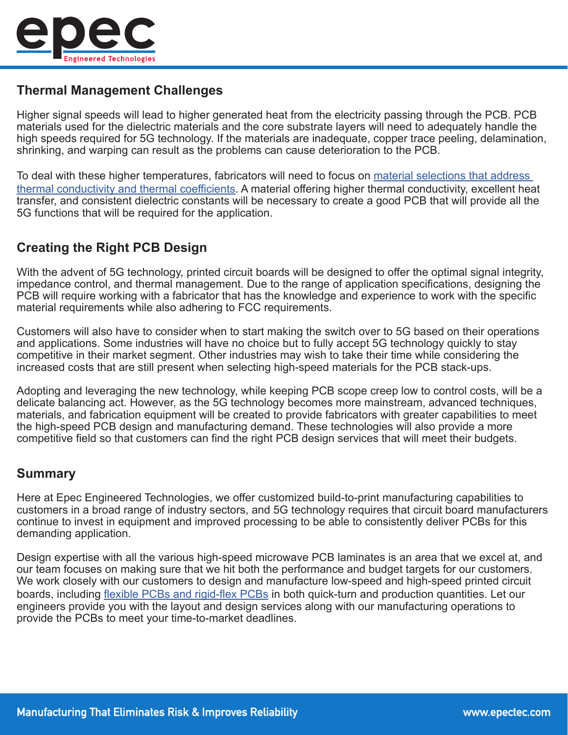## Thermal Management Challenges

Higher signal speeds will lead to higher generated heat from the electricity passing through the PCB. PCB materials used for the dielectric materials and the core substrate layers will need to adequately handle the high speeds required for 5G technology. If the materials are inadequate, copper trace peeling, delamination, shrinking, and warping can result as the problems can cause deterioration to the PCB.

To deal with these higher temperatures, fabricators will need to focus on material selections that address thermal conductivity and thermal coefficients. A material offering higher thermal conductivity, excellent heat transfer, and consistent dielectric constants will be necessary to create a good PCB that will provide all the 5G functions that will be required for the application.

## Creating the Right PCB Design

With the advent of 5G technology, printed circuit boards will be designed to offer the optimal signal integrity, impedance control, and thermal management. Due to the range of application specifications, designing the PCB will require working with a fabricator that has the knowledge and experience to work with the specific material requirements while also adhering to FCC requirements.

Customers will also have to consider when to start making the switch over to 5G based on their operations and applications. Some industries will have no choice but to fully accept 5G technology quickly to stay competitive in their market segment. Other industries may wish to take their time while considering the increased costs that are still present when selecting high-speed materials for the PCB stack-ups.

Adopting and leveraging the new technology, while keeping PCB scope creep low to control costs, will be a delicate balancing act. However, as the 5G technology becomes more mainstream, advanced techniques, materials, and fabrication equipment will be created to provide fabricators with greater capabilities to meet the high-speed PCB design and manufacturing demand. These technologies will also provide a more competitive field so that customers can find the right PCB design services that will meet their budgets.

## Summary

Here at Epec Engineered Technologies, we offer customized build-to-print manufacturing capabilities to customers in a broad range of industry sectors, and 5G technology requires that circuit board manufacturers continue to invest in equipment and improved processing to be able to consistently deliver PCBs for this demanding application.

Design expertise with all the various high-speed microwave PCB laminates is an area that we excel at, and our team focuses on making sure that we hit both the performance and budget targets for our customers. We work closely with our customers to design and manufacture low-speed and high-speed printed circuit boards, including flexible PCBs and rigid-flex PCBs in both quick-turn and production quantities. Let our engineers provide you with the layout and design services along with our manufacturing operations to provide the PCBs to meet your time-to-market deadlines.